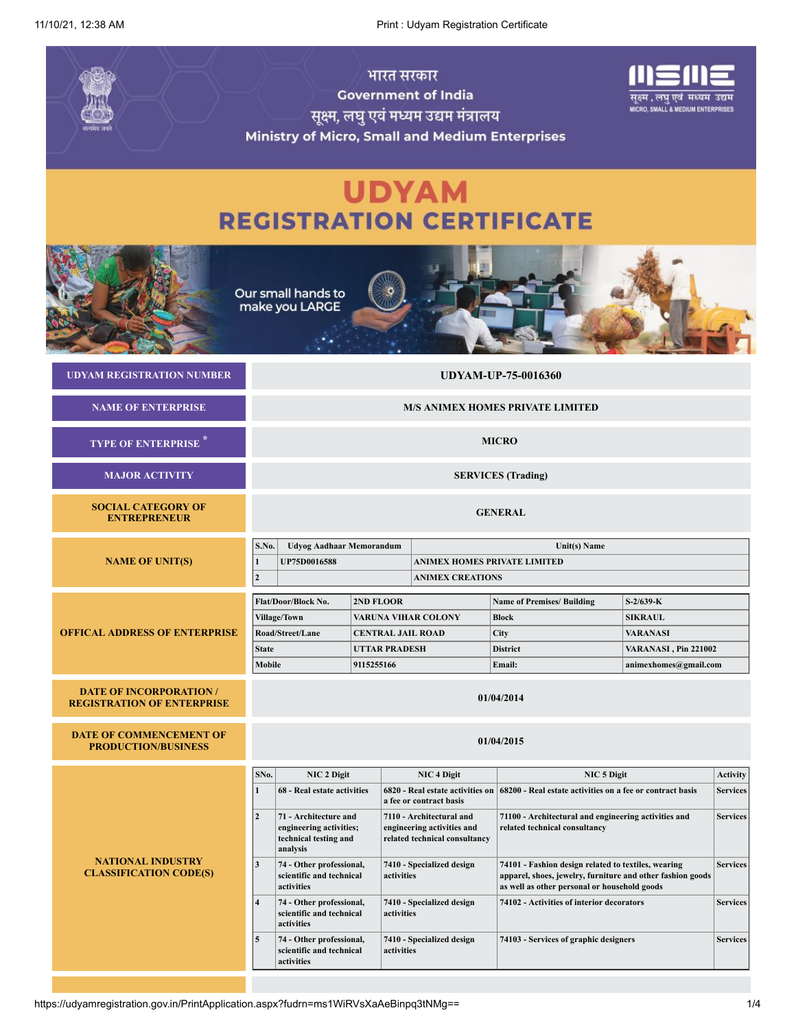भारत सरकार

Government of India

सूक्ष्म, लघु एवं मध्यम उद्यम मंत्रालय

Ministry of Micro, Small and Medium Enterprises

सूक्ष्म , लघु एवं मध्यम उद्यम

MICRO, SMALL & MEDIUM ENTERPRISES

# UDYAM
# REGISTRATION CERTIFICATE

Our small hands to make you LARGE

| | |
|---|---|
| **UDYAM REGISTRATION NUMBER** | **UDYAM-UP-75-0016360** |
| **NAME OF ENTERPRISE** | **M/S ANIMEX HOMES PRIVATE LIMITED** |
| **TYPE OF ENTERPRISE *** | **MICRO** |
| **MAJOR ACTIVITY** | **SERVICES (Trading)** |
| **SOCIAL CATEGORY OF ENTREPRENEUR** | **GENERAL** |

**NAME OF UNIT(S)**

| S.No. | Udyog Aadhaar Memorandum | Unit(s) Name |
|---|---|---|
| 1 | UP75D0016588 | ANIMEX HOMES PRIVATE LIMITED |
| 2 | | ANIMEX CREATIONS |

**OFFICAL ADDRESS OF ENTERPRISE**

| | | | |
|---|---|---|---|
| Flat/Door/Block No. | 2ND FLOOR | Name of Premises/ Building | S-2/639-K |
| Village/Town | VARUNA VIHAR COLONY | Block | SIKRAUL |
| Road/Street/Lane | CENTRAL JAIL ROAD | City | VARANASI |
| State | UTTAR PRADESH | District | VARANASI , Pin 221002 |
| Mobile | 9115255166 | Email: | animexhomes@gmail.com |

| | |
|---|---|
| **DATE OF INCORPORATION / REGISTRATION OF ENTERPRISE** | **01/04/2014** |
| **DATE OF COMMENCEMENT OF PRODUCTION/BUSINESS** | **01/04/2015** |

**NATIONAL INDUSTRY CLASSIFICATION CODE(S)**

| SNo. | NIC 2 Digit | NIC 4 Digit | NIC 5 Digit | Activity |
|---|---|---|---|---|
| 1 | 68 - Real estate activities | 6820 - Real estate activities on a fee or contract basis | 68200 - Real estate activities on a fee or contract basis | Services |
| 2 | 71 - Architecture and engineering activities; technical testing and analysis | 7110 - Architectural and engineering activities and related technical consultancy | 71100 - Architectural and engineering activities and related technical consultancy | Services |
| 3 | 74 - Other professional, scientific and technical activities | 7410 - Specialized design activities | 74101 - Fashion design related to textiles, wearing apparel, shoes, jewelry, furniture and other fashion goods as well as other personal or household goods | Services |
| 4 | 74 - Other professional, scientific and technical activities | 7410 - Specialized design activities | 74102 - Activities of interior decorators | Services |
| 5 | 74 - Other professional, scientific and technical activities | 7410 - Specialized design activities | 74103 - Services of graphic designers | Services |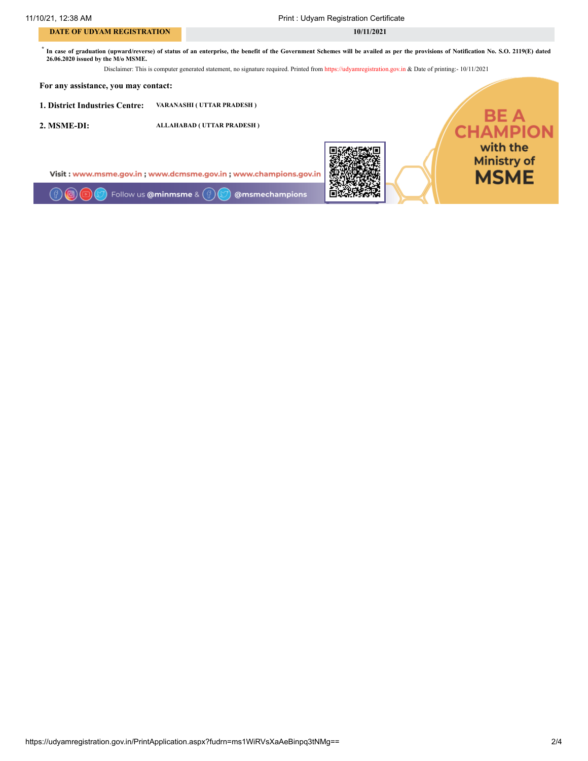| DATE OF UDYAM REGISTRATION | 10/11/2021 |
| --- | --- |

* **In case of graduation (upward/reverse) of status of an enterprise, the benefit of the Government Schemes will be availed as per the provisions of Notification No. S.O. 2119(E) dated 26.06.2020 issued by the M/o MSME.**

Disclaimer: This is computer generated statement, no signature required. Printed from https://udyamregistration.gov.in & Date of printing:- 10/11/2021

**For any assistance, you may contact:**

**1. District Industries Centre:** VARANASHI ( UTTAR PRADESH )

**2. MSME-DI:** ALLAHABAD ( UTTAR PRADESH )

Visit : www.msme.gov.in ; www.dcmsme.gov.in ; www.champions.gov.in

Follow us @minmsme & @msmechampions

BE A CHAMPION with the Ministry of MSME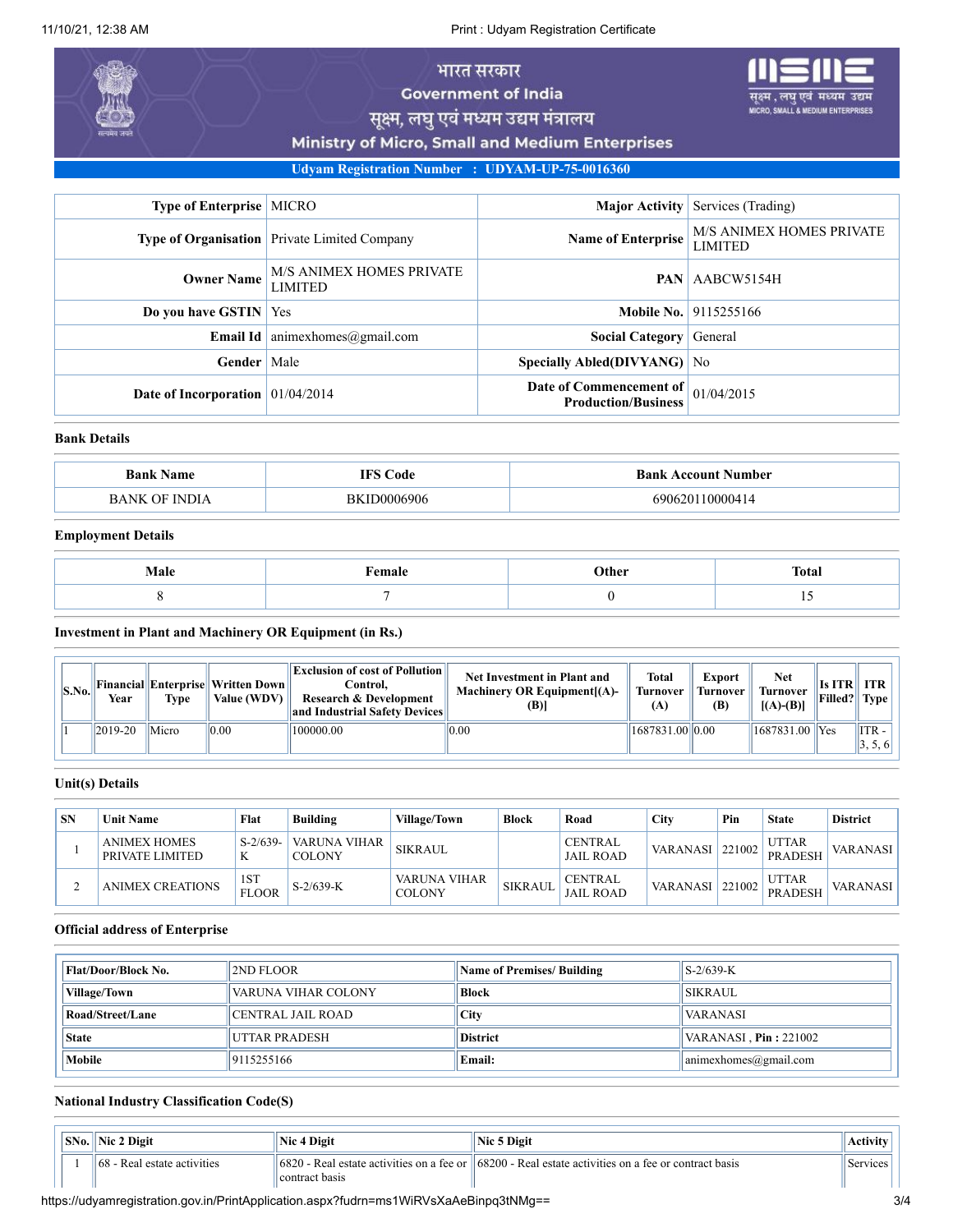भारत सरकार
Government of India
सूक्ष्म, लघु एवं मध्यम उद्यम मंत्रालय
Ministry of Micro, Small and Medium Enterprises

**Udyam Registration Number : UDYAM-UP-75-0016360**

| | | | |
|---|---|---|---|
| **Type of Enterprise** | MICRO | **Major Activity** | Services (Trading) |
| **Type of Organisation** | Private Limited Company | **Name of Enterprise** | M/S ANIMEX HOMES PRIVATE LIMITED |
| **Owner Name** | M/S ANIMEX HOMES PRIVATE LIMITED | **PAN** | AABCW5154H |
| **Do you have GSTIN** | Yes | **Mobile No.** | 9115255166 |
| **Email Id** | animexhomes@gmail.com | **Social Category** | General |
| **Gender** | Male | **Specially Abled(DIVYANG)** | No |
| **Date of Incorporation** | 01/04/2014 | **Date of Commencement of Production/Business** | 01/04/2015 |

### Bank Details

| Bank Name | IFS Code | Bank Account Number |
|---|---|---|
| BANK OF INDIA | BKID0006906 | 690620110000414 |

### Employment Details

| Male | Female | Other | Total |
|---|---|---|---|
| 8 | 7 | 0 | 15 |

### Investment in Plant and Machinery OR Equipment (in Rs.)

| S.No. | Financial Year | Enterprise Type | Written Down Value (WDV) | Exclusion of cost of Pollution Control, Research & Development and Industrial Safety Devices | Net Investment in Plant and Machinery OR Equipment[(A)-(B)] | Total Turnover (A) | Export Turnover (B) | Net Turnover [(A)-(B)] | Is ITR Filled? | ITR Type |
|---|---|---|---|---|---|---|---|---|---|---|
| 1 | 2019-20 | Micro | 0.00 | 100000.00 | 0.00 | 1687831.00 | 0.00 | 1687831.00 | Yes | ITR - 3, 5, 6 |

### Unit(s) Details

| SN | Unit Name | Flat | Building | Village/Town | Block | Road | City | Pin | State | District |
|---|---|---|---|---|---|---|---|---|---|---|
| 1 | ANIMEX HOMES PRIVATE LIMITED | S-2/639-K | VARUNA VIHAR COLONY | SIKRAUL | | CENTRAL JAIL ROAD | VARANASI | 221002 | UTTAR PRADESH | VARANASI |
| 2 | ANIMEX CREATIONS | 1ST FLOOR | S-2/639-K | VARUNA VIHAR COLONY | SIKRAUL | CENTRAL JAIL ROAD | VARANASI | 221002 | UTTAR PRADESH | VARANASI |

### Official address of Enterprise

| | | | |
|---|---|---|---|
| **Flat/Door/Block No.** | 2ND FLOOR | **Name of Premises/ Building** | S-2/639-K |
| **Village/Town** | VARUNA VIHAR COLONY | **Block** | SIKRAUL |
| **Road/Street/Lane** | CENTRAL JAIL ROAD | **City** | VARANASI |
| **State** | UTTAR PRADESH | **District** | VARANASI , **Pin** : 221002 |
| **Mobile** | 9115255166 | **Email:** | animexhomes@gmail.com |

### National Industry Classification Code(S)

| SNo. | Nic 2 Digit | Nic 4 Digit | Nic 5 Digit | Activity |
|---|---|---|---|---|
| 1 | 68 - Real estate activities | 6820 - Real estate activities on a fee or contract basis | 68200 - Real estate activities on a fee or contract basis | Services |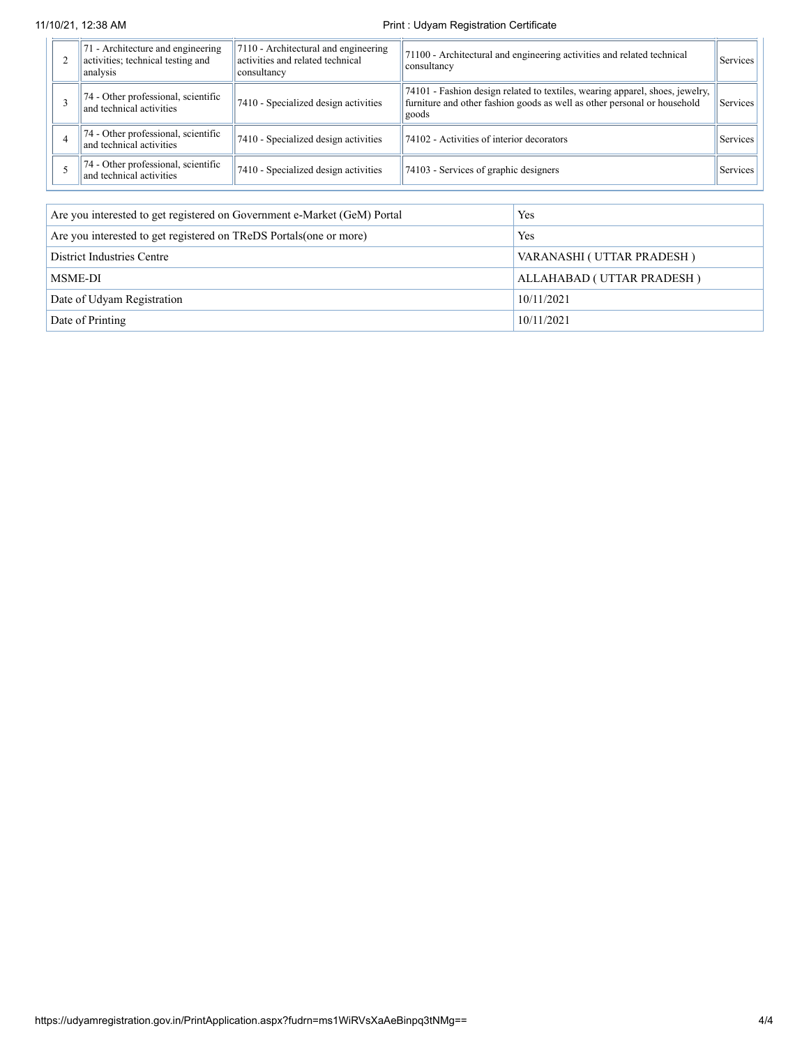| | | | | |
|---|---|---|---|---|
| 2 | 71 - Architecture and engineering activities; technical testing and analysis | 7110 - Architectural and engineering activities and related technical consultancy | 71100 - Architectural and engineering activities and related technical consultancy | Services |
| 3 | 74 - Other professional, scientific and technical activities | 7410 - Specialized design activities | 74101 - Fashion design related to textiles, wearing apparel, shoes, jewelry, furniture and other fashion goods as well as other personal or household goods | Services |
| 4 | 74 - Other professional, scientific and technical activities | 7410 - Specialized design activities | 74102 - Activities of interior decorators | Services |
| 5 | 74 - Other professional, scientific and technical activities | 7410 - Specialized design activities | 74103 - Services of graphic designers | Services |

| | |
|---|---|
| Are you interested to get registered on Government e-Market (GeM) Portal | Yes |
| Are you interested to get registered on TReDS Portals(one or more) | Yes |
| District Industries Centre | VARANASHI ( UTTAR PRADESH ) |
| MSME-DI | ALLAHABAD ( UTTAR PRADESH ) |
| Date of Udyam Registration | 10/11/2021 |
| Date of Printing | 10/11/2021 |